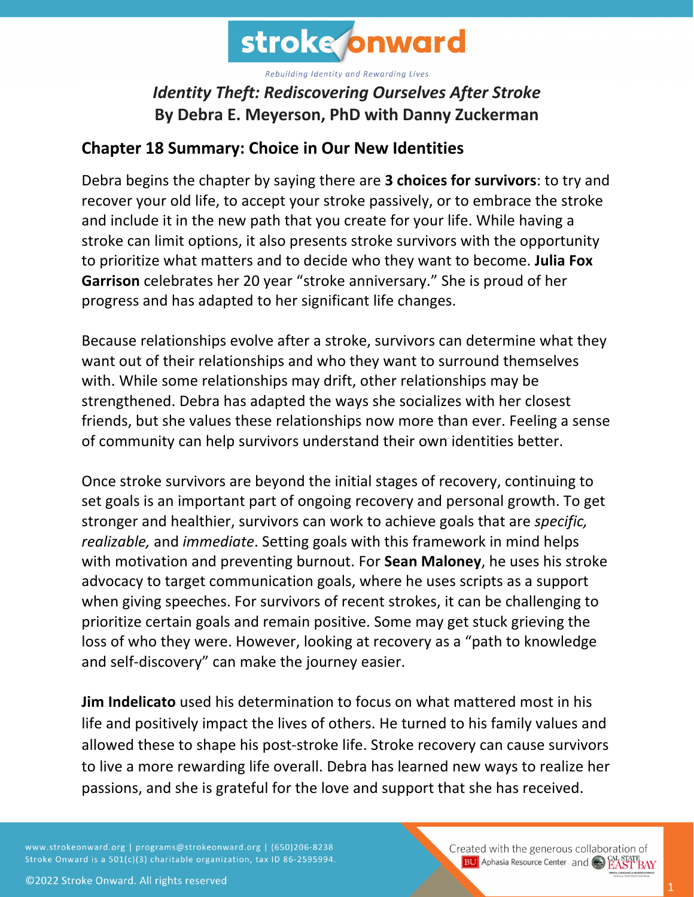# Identity Theft: Rediscovering Ourselves After Stroke

**By Debra E. Meyerson, PhD with Danny Zuckerman**

## Chapter 18 Summary: Choice in Our New Identities

Debra begins the chapter by saying there are **3 choices for survivors**: to try and recover your old life, to accept your stroke passively, or to embrace the stroke and include it in the new path that you create for your life. While having a stroke can limit options, it also presents stroke survivors with the opportunity to prioritize what matters and to decide who they want to become. **Julia Fox Garrison** celebrates her 20 year "stroke anniversary." She is proud of her progress and has adapted to her significant life changes.

Because relationships evolve after a stroke, survivors can determine what they want out of their relationships and who they want to surround themselves with. While some relationships may drift, other relationships may be strengthened. Debra has adapted the ways she socializes with her closest friends, but she values these relationships now more than ever. Feeling a sense of community can help survivors understand their own identities better.

Once stroke survivors are beyond the initial stages of recovery, continuing to set goals is an important part of ongoing recovery and personal growth. To get stronger and healthier, survivors can work to achieve goals that are *specific, realizable,* and *immediate*. Setting goals with this framework in mind helps with motivation and preventing burnout. For **Sean Maloney**, he uses his stroke advocacy to target communication goals, where he uses scripts as a support when giving speeches. For survivors of recent strokes, it can be challenging to prioritize certain goals and remain positive. Some may get stuck grieving the loss of who they were. However, looking at recovery as a "path to knowledge and self-discovery" can make the journey easier.

**Jim Indelicato** used his determination to focus on what mattered most in his life and positively impact the lives of others. He turned to his family values and allowed these to shape his post-stroke life. Stroke recovery can cause survivors to live a more rewarding life overall. Debra has learned new ways to realize her passions, and she is grateful for the love and support that she has received.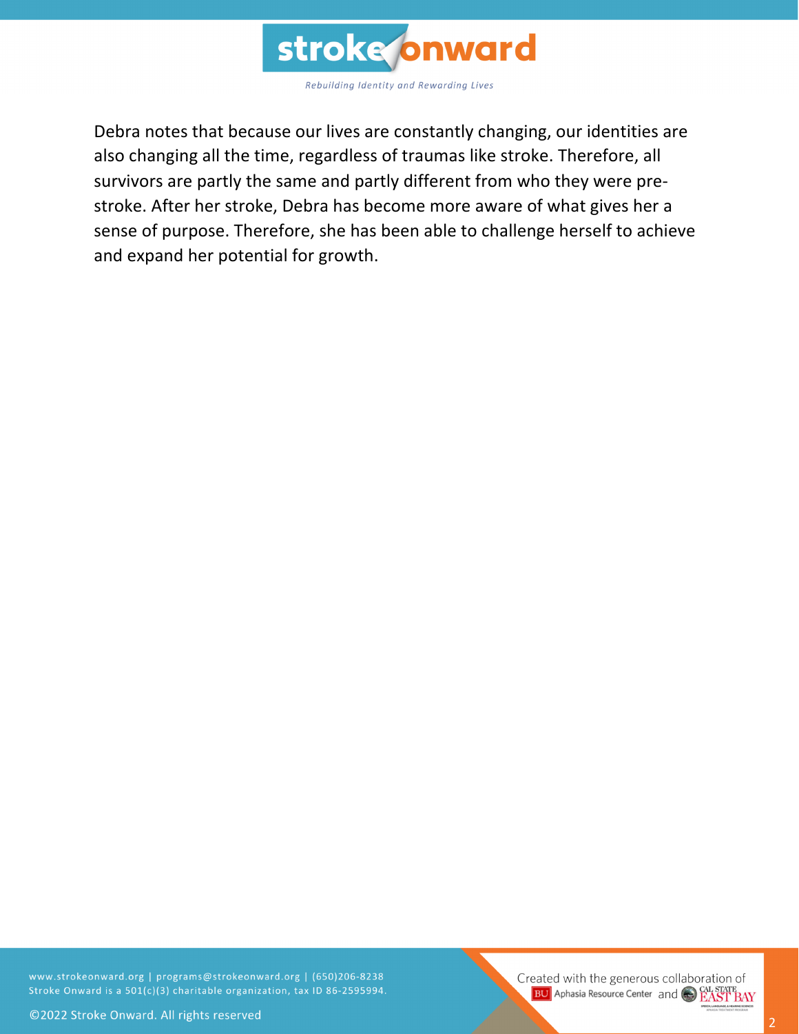Debra notes that because our lives are constantly changing, our identities are also changing all the time, regardless of traumas like stroke. Therefore, all survivors are partly the same and partly different from who they were pre-stroke. After her stroke, Debra has become more aware of what gives her a sense of purpose. Therefore, she has been able to challenge herself to achieve and expand her potential for growth.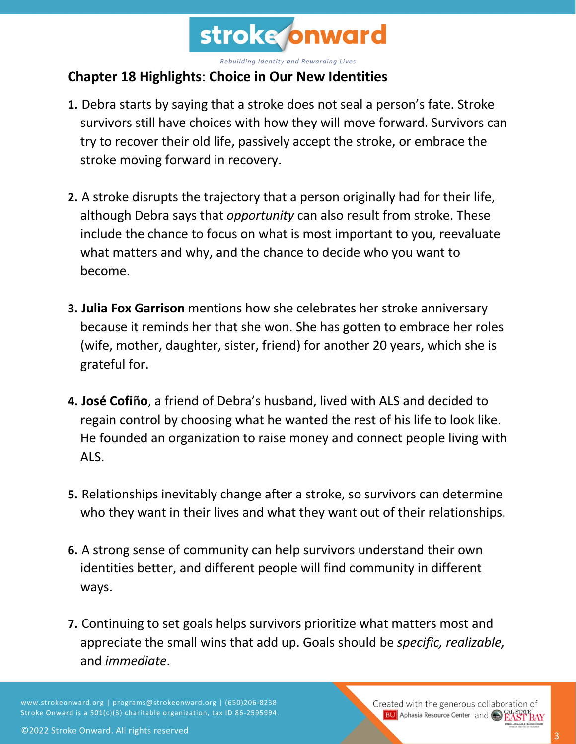## **Chapter 18 Highlights**: **Choice in Our New Identities**

**1.** Debra starts by saying that a stroke does not seal a person's fate. Stroke survivors still have choices with how they will move forward. Survivors can try to recover their old life, passively accept the stroke, or embrace the stroke moving forward in recovery.

**2.** A stroke disrupts the trajectory that a person originally had for their life, although Debra says that *opportunity* can also result from stroke. These include the chance to focus on what is most important to you, reevaluate what matters and why, and the chance to decide who you want to become.

**3. Julia Fox Garrison** mentions how she celebrates her stroke anniversary because it reminds her that she won. She has gotten to embrace her roles (wife, mother, daughter, sister, friend) for another 20 years, which she is grateful for.

**4. José Cofiño**, a friend of Debra's husband, lived with ALS and decided to regain control by choosing what he wanted the rest of his life to look like. He founded an organization to raise money and connect people living with ALS.

**5.** Relationships inevitably change after a stroke, so survivors can determine who they want in their lives and what they want out of their relationships.

**6.** A strong sense of community can help survivors understand their own identities better, and different people will find community in different ways.

**7.** Continuing to set goals helps survivors prioritize what matters most and appreciate the small wins that add up. Goals should be *specific, realizable,* and *immediate*.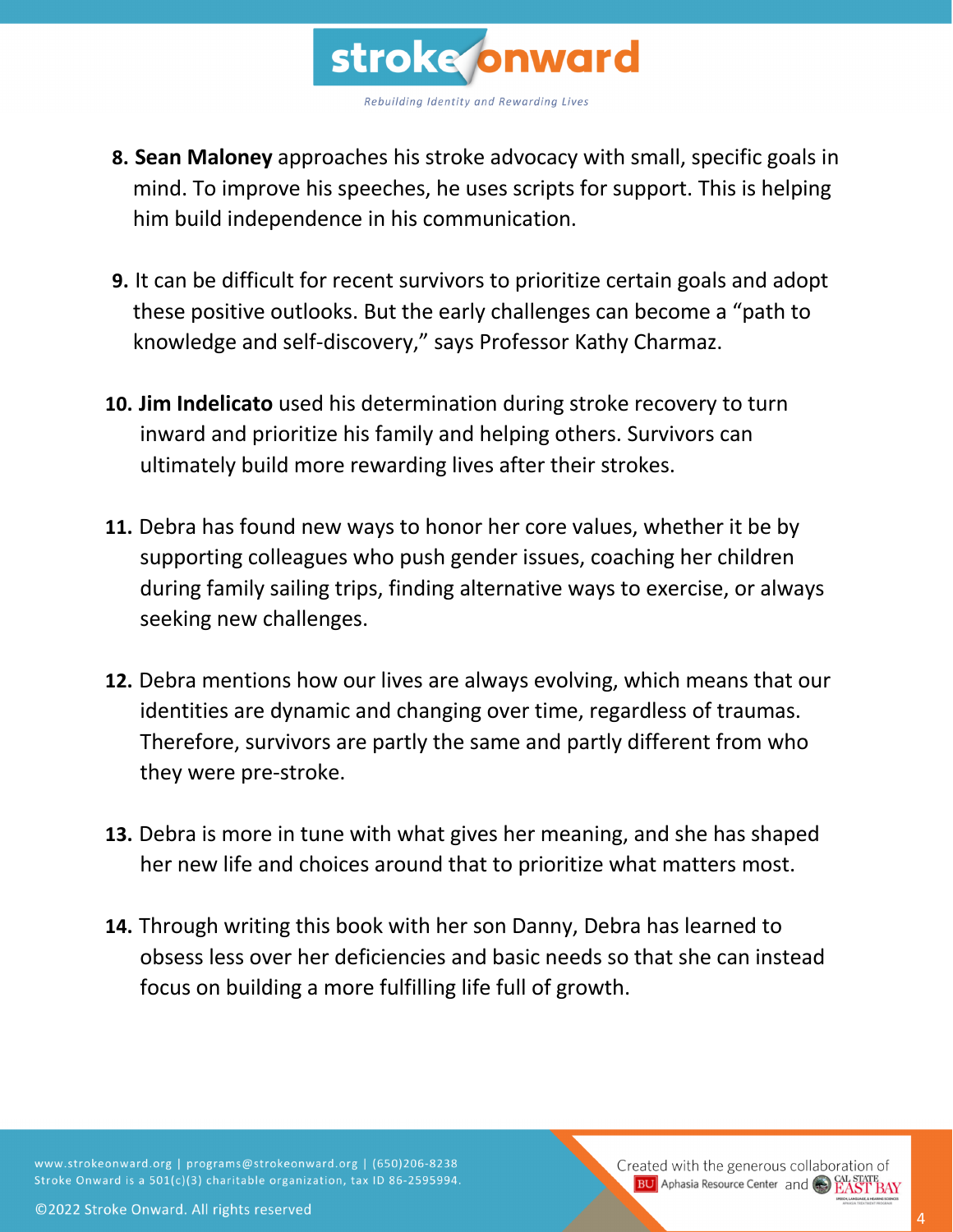8. **Sean Maloney** approaches his stroke advocacy with small, specific goals in mind. To improve his speeches, he uses scripts for support. This is helping him build independence in his communication.

9. It can be difficult for recent survivors to prioritize certain goals and adopt these positive outlooks. But the early challenges can become a “path to knowledge and self-discovery,” says Professor Kathy Charmaz.

10. **Jim Indelicato** used his determination during stroke recovery to turn inward and prioritize his family and helping others. Survivors can ultimately build more rewarding lives after their strokes.

11. Debra has found new ways to honor her core values, whether it be by supporting colleagues who push gender issues, coaching her children during family sailing trips, finding alternative ways to exercise, or always seeking new challenges.

12. Debra mentions how our lives are always evolving, which means that our identities are dynamic and changing over time, regardless of traumas. Therefore, survivors are partly the same and partly different from who they were pre-stroke.

13. Debra is more in tune with what gives her meaning, and she has shaped her new life and choices around that to prioritize what matters most.

14. Through writing this book with her son Danny, Debra has learned to obsess less over her deficiencies and basic needs so that she can instead focus on building a more fulfilling life full of growth.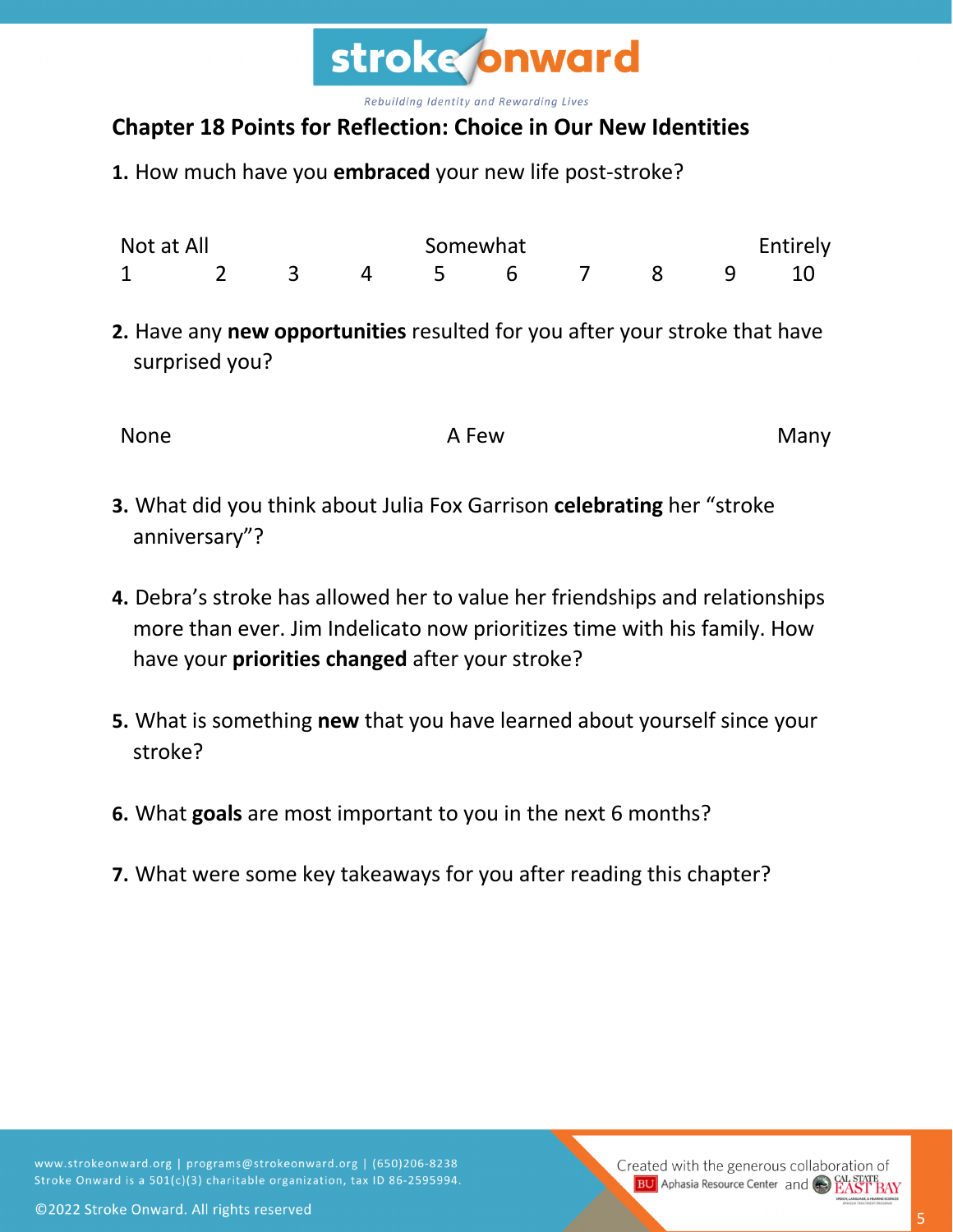## Chapter 18 Points for Reflection: Choice in Our New Identities

**1.** How much have you **embraced** your new life post-stroke?

| Not at All | | | | Somewhat | | | | | Entirely |
|---|---|---|---|---|---|---|---|---|---|
| 1 | 2 | 3 | 4 | 5 | 6 | 7 | 8 | 9 | 10 |

**2.** Have any **new opportunities** resulted for you after your stroke that have surprised you?

None  A Few  Many

**3.** What did you think about Julia Fox Garrison **celebrating** her "stroke anniversary"?

**4.** Debra's stroke has allowed her to value her friendships and relationships more than ever. Jim Indelicato now prioritizes time with his family. How have your **priorities changed** after your stroke?

**5.** What is something **new** that you have learned about yourself since your stroke?

**6.** What **goals** are most important to you in the next 6 months?

**7.** What were some key takeaways for you after reading this chapter?